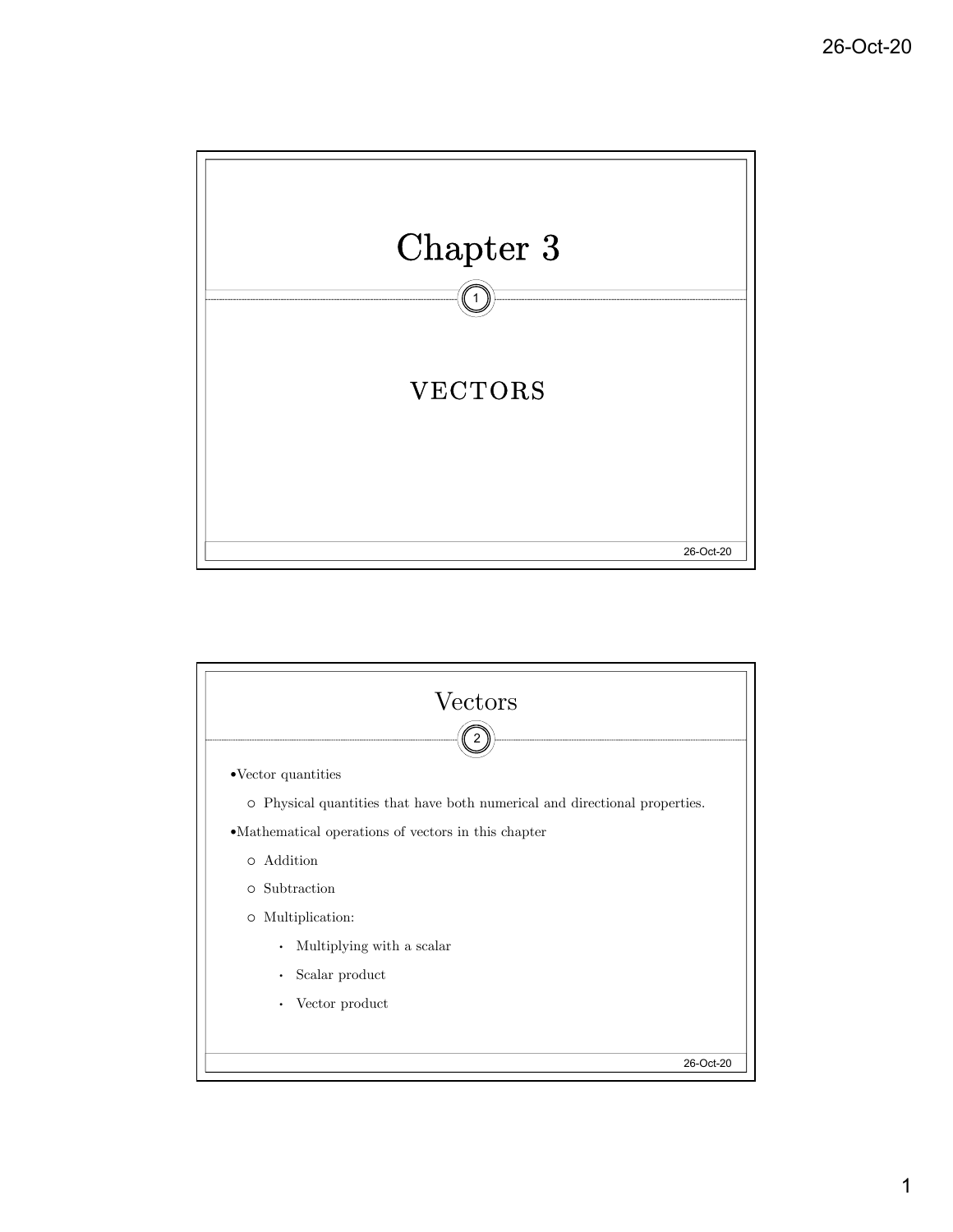# Chapter 3

## VECTORS

## Vectors

- Vector quantities
  - Physical quantities that have both numerical and directional properties.
- Mathematical operations of vectors in this chapter
  - Addition
  - Subtraction
  - Multiplication:
    - Multiplying with a scalar
    - Scalar product
    - Vector product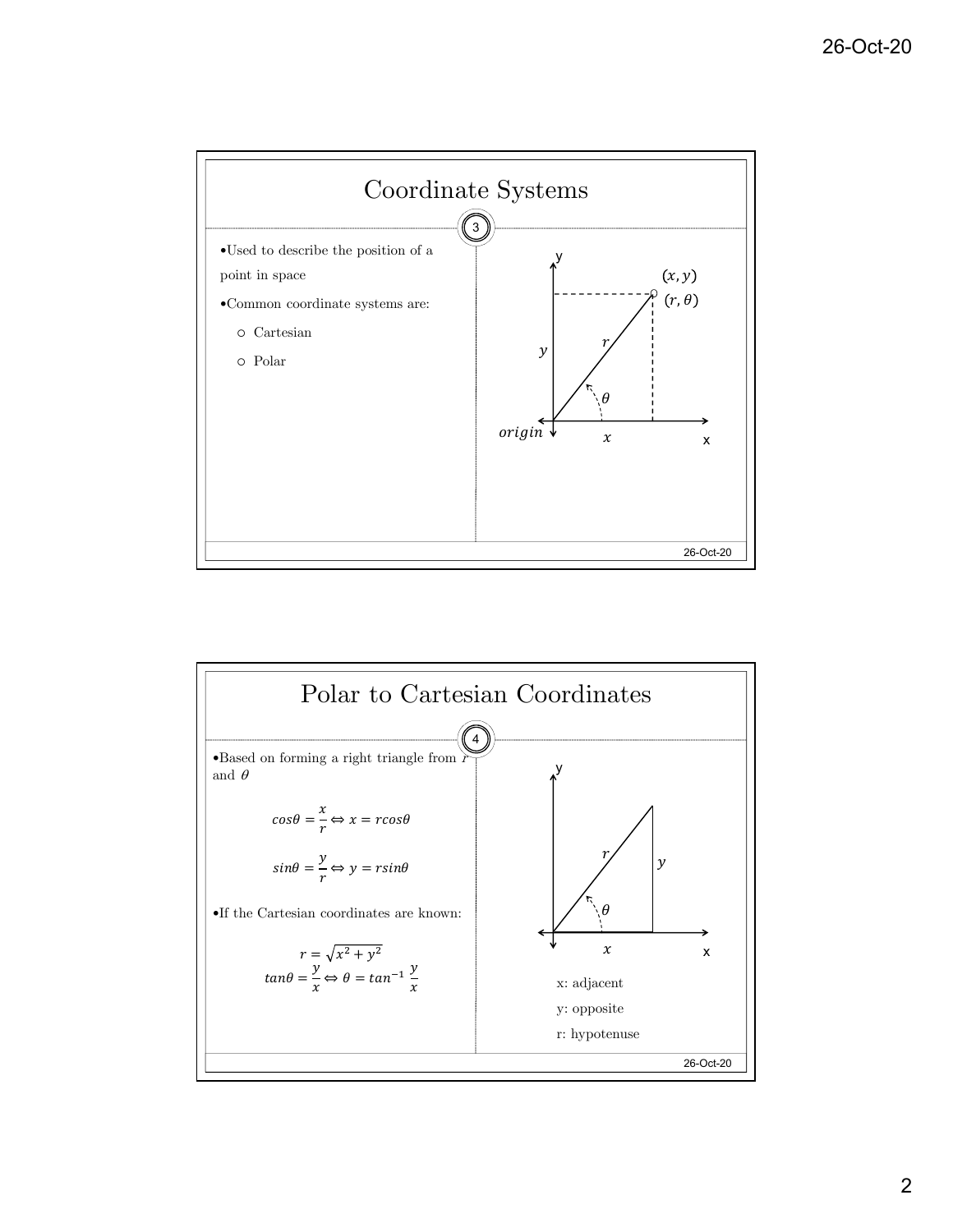## Coordinate Systems

- Used to describe the position of a point in space
- Common coordinate systems are:
  - Cartesian
  - Polar

## Polar to Cartesian Coordinates

- Based on forming a right triangle from $r$ and $\theta$

$$cos\theta = \frac{x}{r} \Leftrightarrow x = rcos\theta$$

$$sin\theta = \frac{y}{r} \Leftrightarrow y = rsin\theta$$

- If the Cartesian coordinates are known:

$$r = \sqrt{x^2 + y^2}$$

$$tan\theta = \frac{y}{x} \Leftrightarrow \theta = tan^{-1}\frac{y}{x}$$

x: adjacent

y: opposite

r: hypotenuse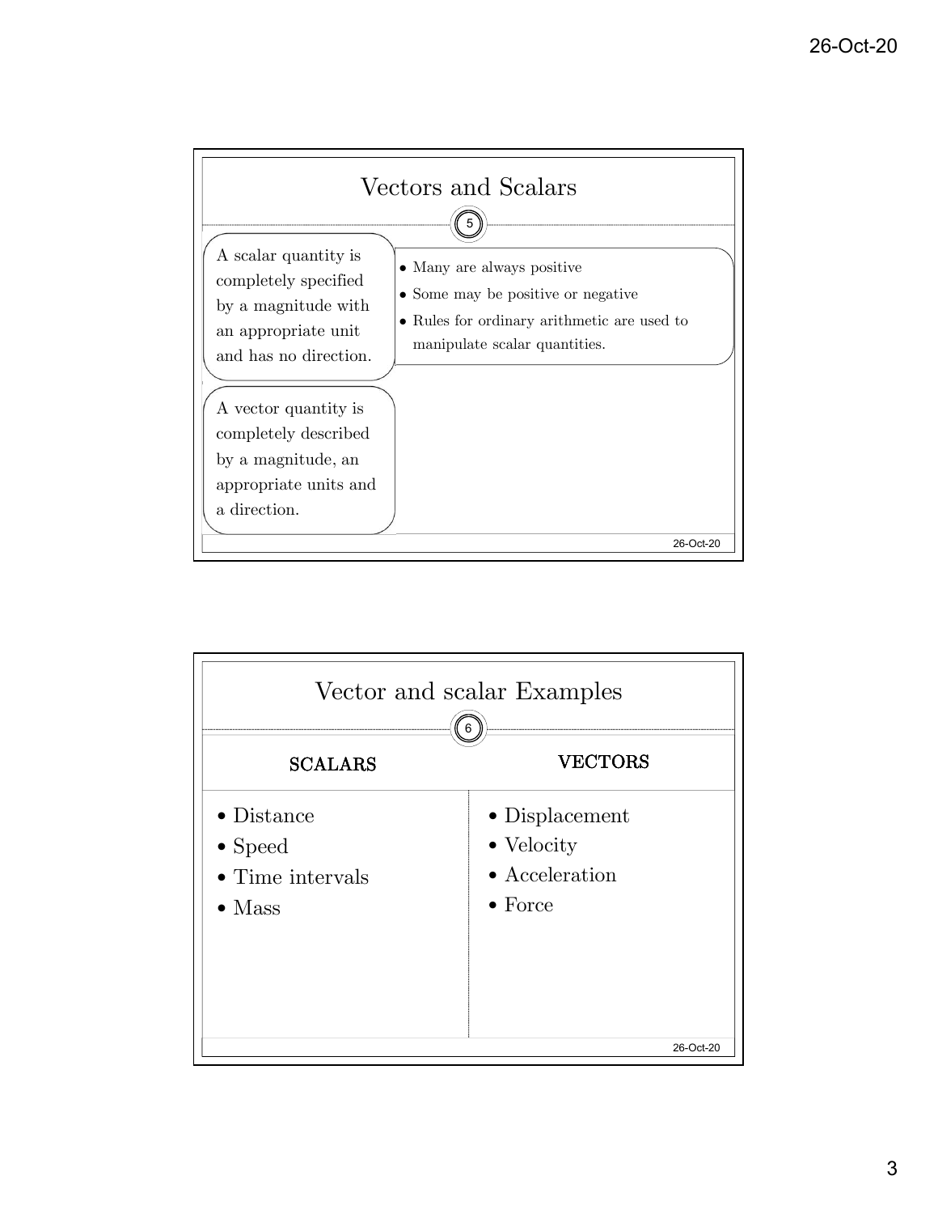## Vectors and Scalars

A scalar quantity is completely specified by a magnitude with an appropriate unit and has no direction.

- Many are always positive
- Some may be positive or negative
- Rules for ordinary arithmetic are used to manipulate scalar quantities.

A vector quantity is completely described by a magnitude, an appropriate units and a direction.

## Vector and scalar Examples

| SCALARS | VECTORS |
| --- | --- |
| Distance | Displacement |
| Speed | Velocity |
| Time intervals | Acceleration |
| Mass | Force |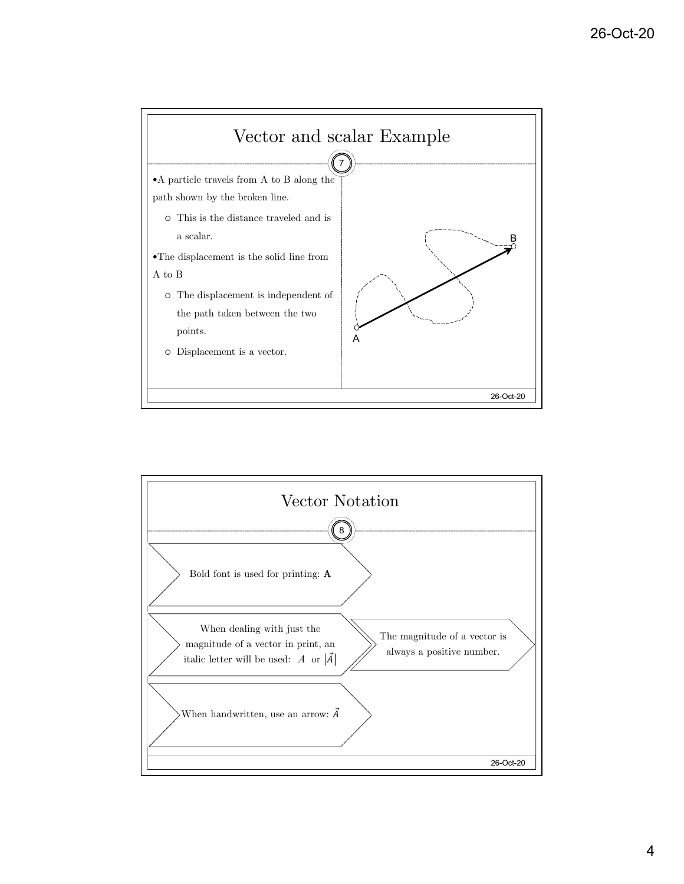## Vector and scalar Example

- A particle travels from A to B along the path shown by the broken line.
  - This is the distance traveled and is a scalar.
- The displacement is the solid line from A to B
  - The displacement is independent of the path taken between the two points.
  - Displacement is a vector.

## Vector Notation

- Bold font is used for printing: **A**
- When dealing with just the magnitude of a vector in print, an italic letter will be used: $A$ or $|\vec{A}|$
  - The magnitude of a vector is always a positive number.
- When handwritten, use an arrow: $\vec{A}$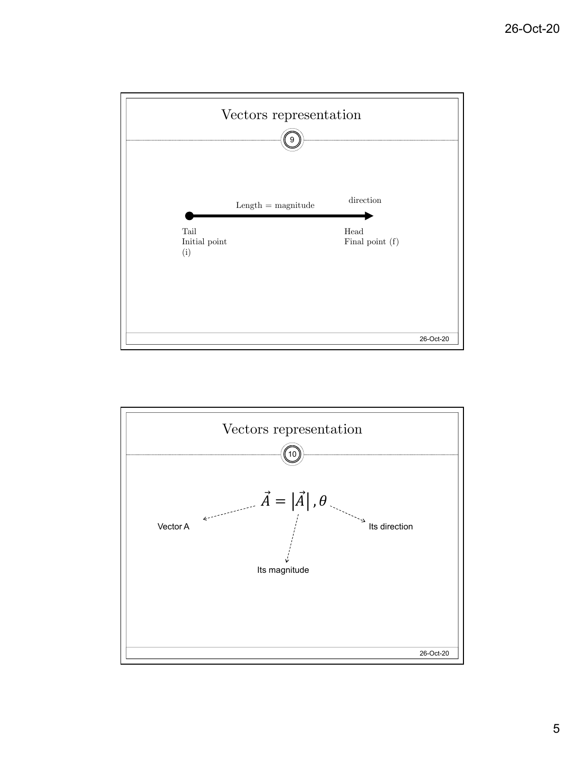## Vectors representation

9

Length = magnitude

direction

Tail
Initial point
(i)

Head
Final point (f)

## Vectors representation

10

$$\vec{A} = \left|\vec{A}\right|, \theta$$

Vector A

Its magnitude

Its direction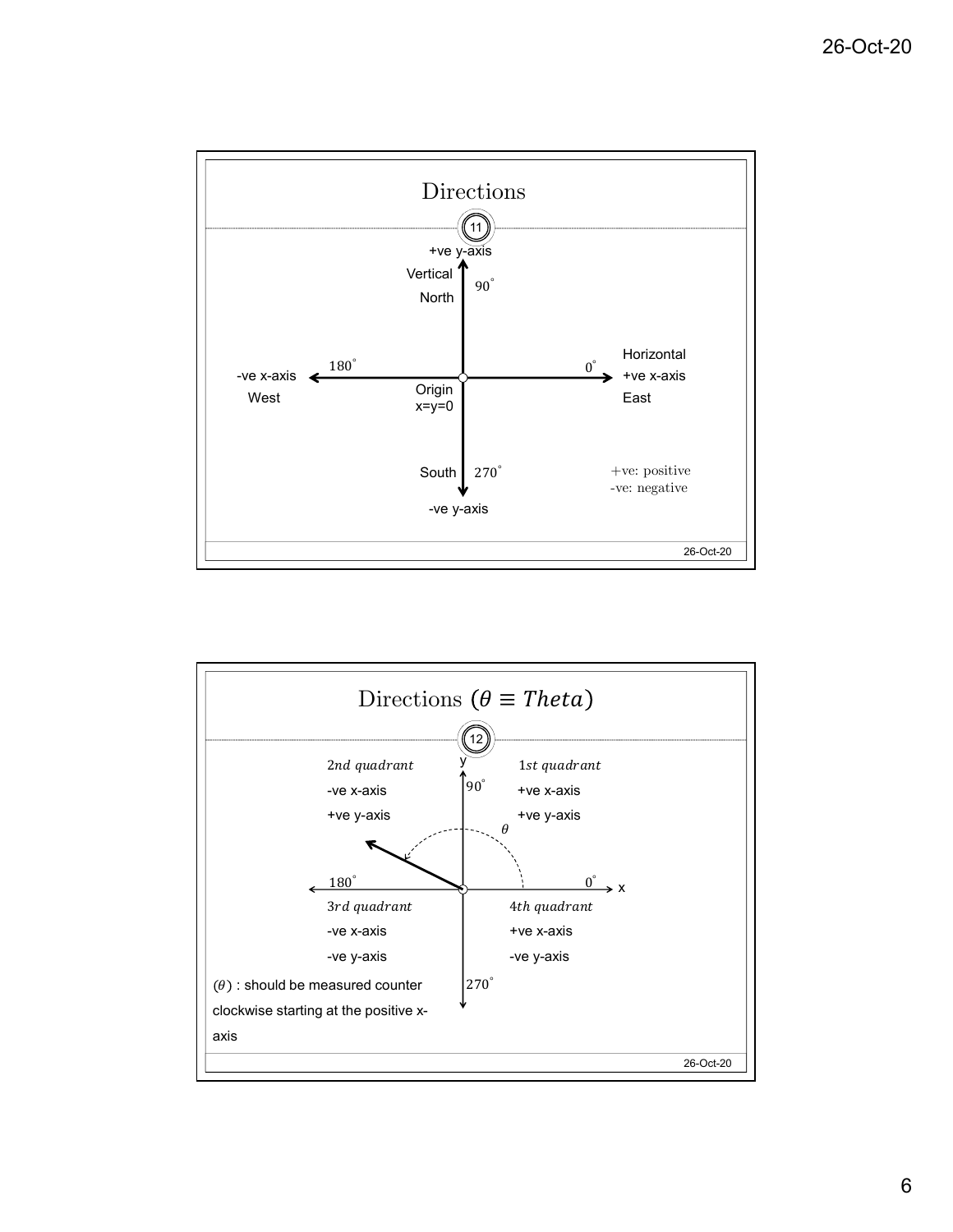## Directions

+ve y-axis

Vertical

North

$90^{\circ}$

Horizontal

+ve x-axis

East

$0^{\circ}$

$180^{\circ}$

-ve x-axis

West

Origin

x=y=0

South

$270^{\circ}$

-ve y-axis

+ve: positive

-ve: negative

## Directions ($\theta \equiv Theta$)

*2nd quadrant*

-ve x-axis

+ve y-axis

*1st quadrant*

+ve x-axis

+ve y-axis

y

$90^{\circ}$

$\theta$

$180^{\circ}$

$0^{\circ}$

x

*3rd quadrant*

-ve x-axis

-ve y-axis

*4th quadrant*

+ve x-axis

-ve y-axis

$270^{\circ}$

($\theta$) : should be measured counter clockwise starting at the positive x-axis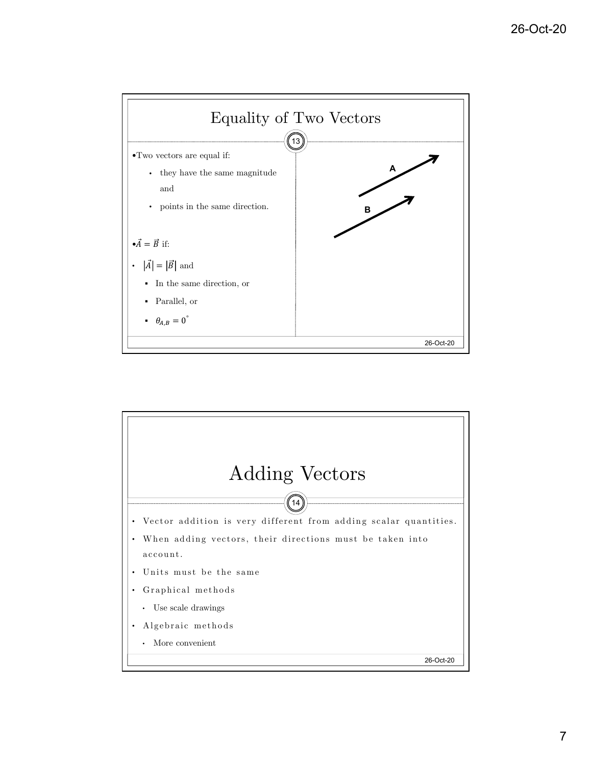# Equality of Two Vectors

- Two vectors are equal if:
  - they have the same magnitude and
  - points in the same direction.

A

B

- $\vec{A} = \vec{B}$ if:
- $|\vec{A}| = |\vec{B}|$ and
  - In the same direction, or
  - Parallel, or
  - $\theta_{A,B} = 0^{\circ}$

# Adding Vectors

- Vector addition is very different from adding scalar quantities.
- When adding vectors, their directions must be taken into account.
- Units must be the same
- Graphical methods
  - Use scale drawings
- Algebraic methods
  - More convenient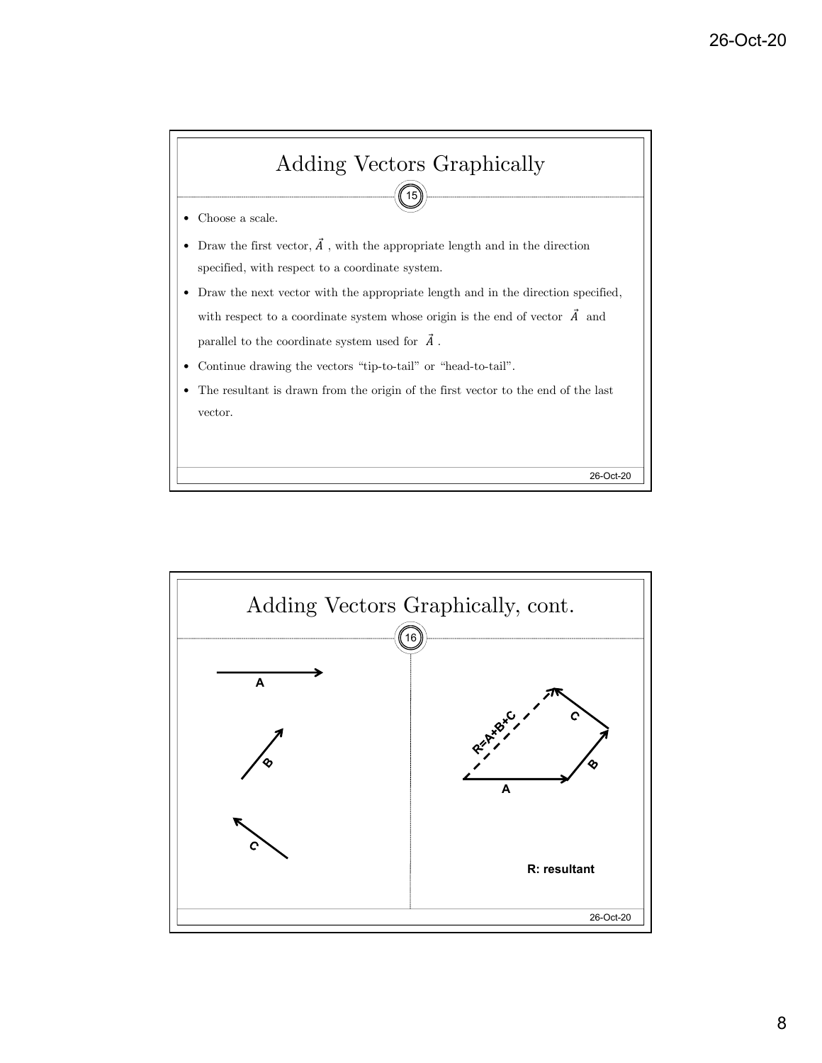## Adding Vectors Graphically

- Choose a scale.
- Draw the first vector, $\vec{A}$ , with the appropriate length and in the direction specified, with respect to a coordinate system.
- Draw the next vector with the appropriate length and in the direction specified, with respect to a coordinate system whose origin is the end of vector $\vec{A}$ and parallel to the coordinate system used for $\vec{A}$ .
- Continue drawing the vectors "tip-to-tail" or "head-to-tail".
- The resultant is drawn from the origin of the first vector to the end of the last vector.

## Adding Vectors Graphically, cont.

A

B

C

R=A+B+C

C

B

A

**R: resultant**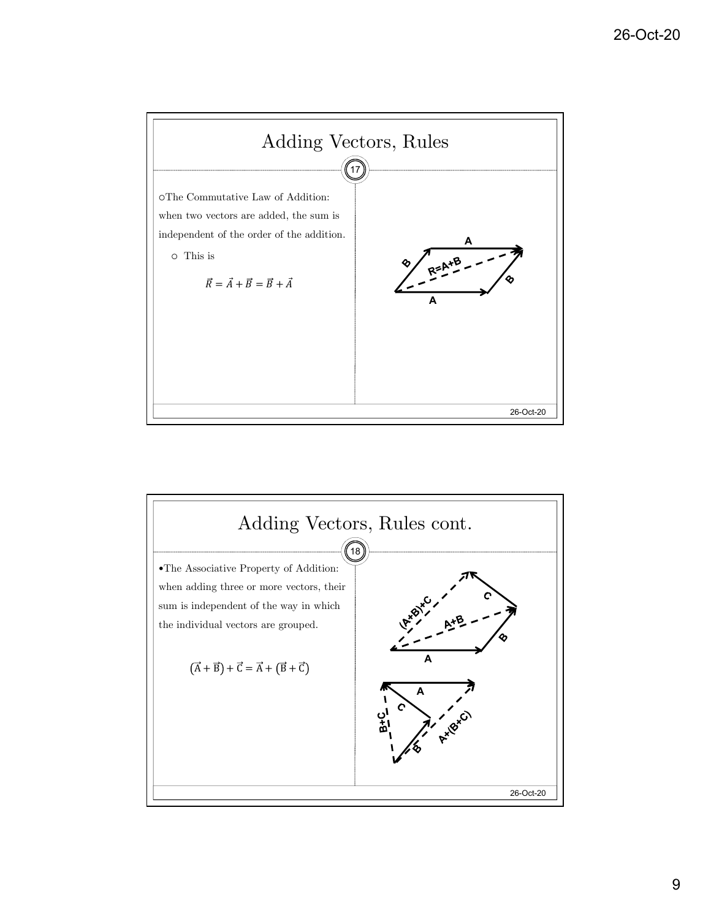## Adding Vectors, Rules

- The Commutative Law of Addition: when two vectors are added, the sum is independent of the order of the addition.
  - This is

$$\vec{R} = \vec{A} + \vec{B} = \vec{B} + \vec{A}$$

## Adding Vectors, Rules cont.

- The Associative Property of Addition: when adding three or more vectors, their sum is independent of the way in which the individual vectors are grouped.

$$(\vec{A} + \vec{B}) + \vec{C} = \vec{A} + (\vec{B} + \vec{C})$$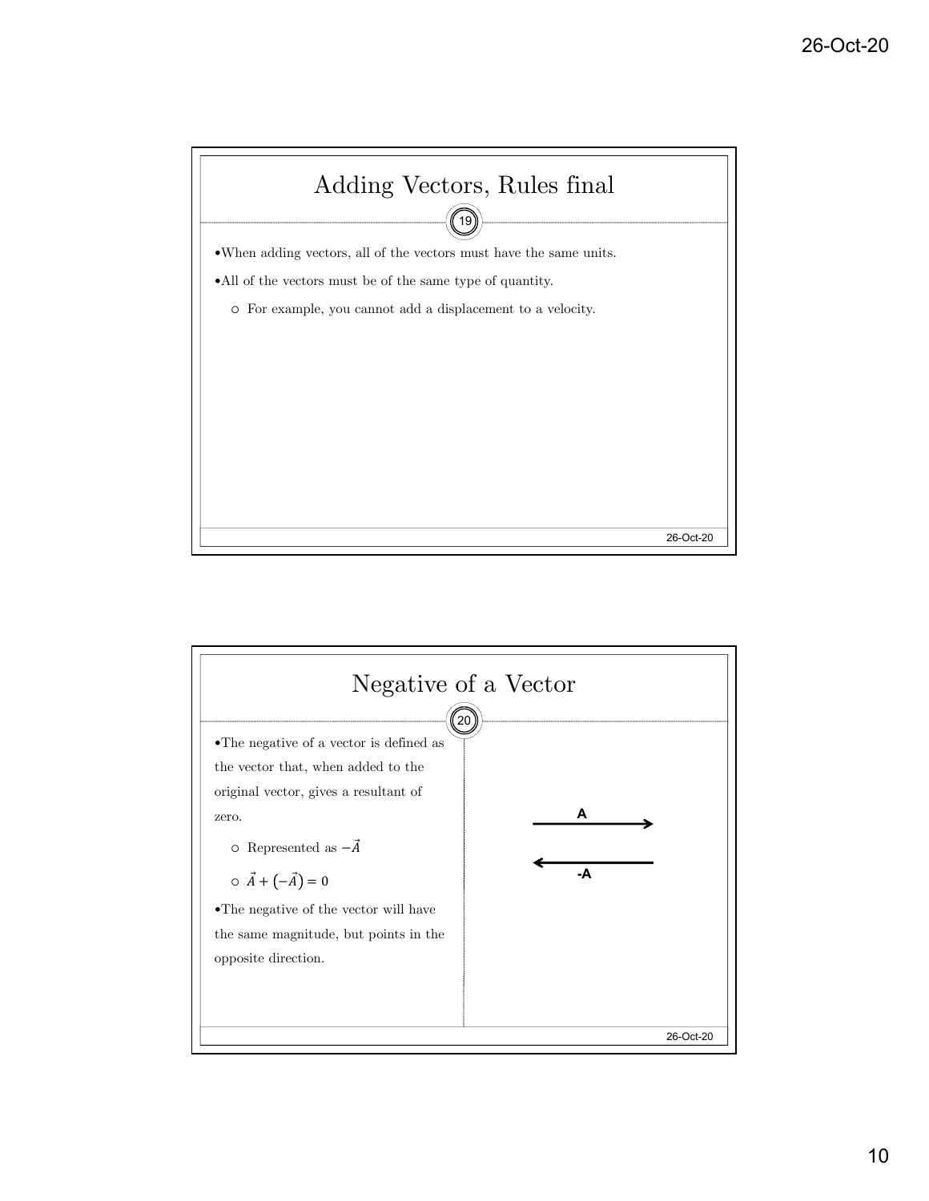## Adding Vectors, Rules final

- When adding vectors, all of the vectors must have the same units.
- All of the vectors must be of the same type of quantity.
  - For example, you cannot add a displacement to a velocity.

## Negative of a Vector

- The negative of a vector is defined as the vector that, when added to the original vector, gives a resultant of zero.
  - Represented as $-\vec{A}$
  - $\vec{A} + (-\vec{A}) = 0$
- The negative of the vector will have the same magnitude, but points in the opposite direction.

A

-A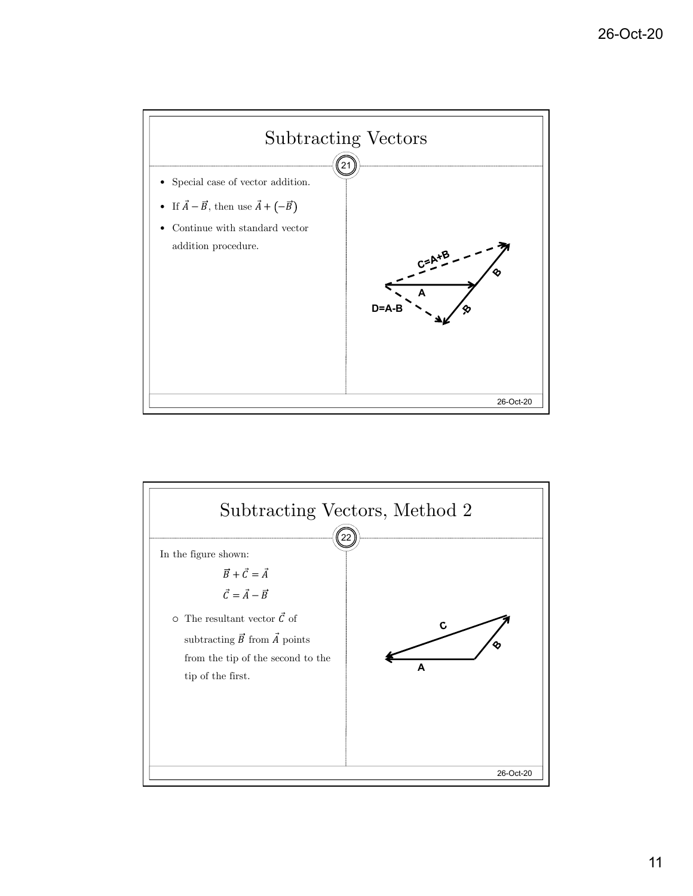## Subtracting Vectors

- Special case of vector addition.
- If $\vec{A} - \vec{B}$, then use $\vec{A} + (-\vec{B})$
- Continue with standard vector addition procedure.

C=A+B

B

A

D=A-B

-B

## Subtracting Vectors, Method 2

In the figure shown:

$$\vec{B} + \vec{C} = \vec{A}$$

$$\vec{C} = \vec{A} - \vec{B}$$

- The resultant vector $\vec{C}$ of subtracting $\vec{B}$ from $\vec{A}$ points from the tip of the second to the tip of the first.

C

B

A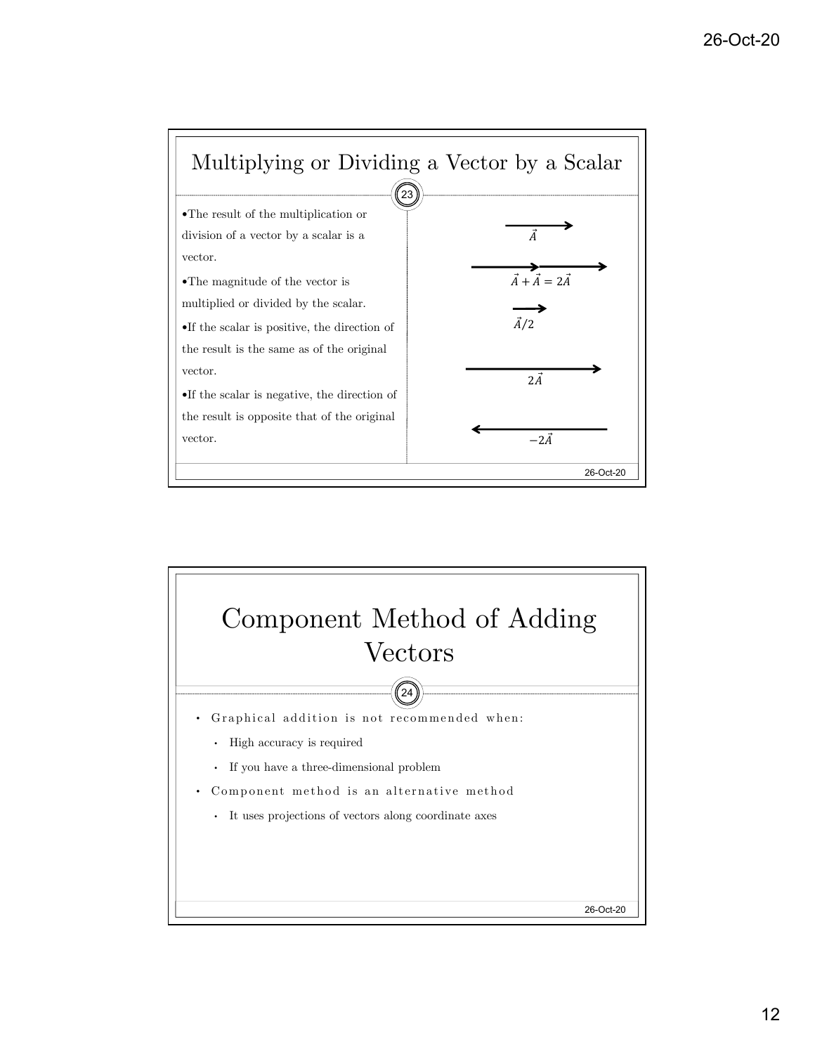## Multiplying or Dividing a Vector by a Scalar

- The result of the multiplication or division of a vector by a scalar is a vector.
- The magnitude of the vector is multiplied or divided by the scalar.
- If the scalar is positive, the direction of the result is the same as of the original vector.
- If the scalar is negative, the direction of the result is opposite that of the original vector.

$\vec{A}$

$\vec{A} + \vec{A} = 2\vec{A}$

$\vec{A}/2$

$2\vec{A}$

$-2\vec{A}$

## Component Method of Adding Vectors

- Graphical addition is not recommended when:
  - High accuracy is required
  - If you have a three-dimensional problem
- Component method is an alternative method
  - It uses projections of vectors along coordinate axes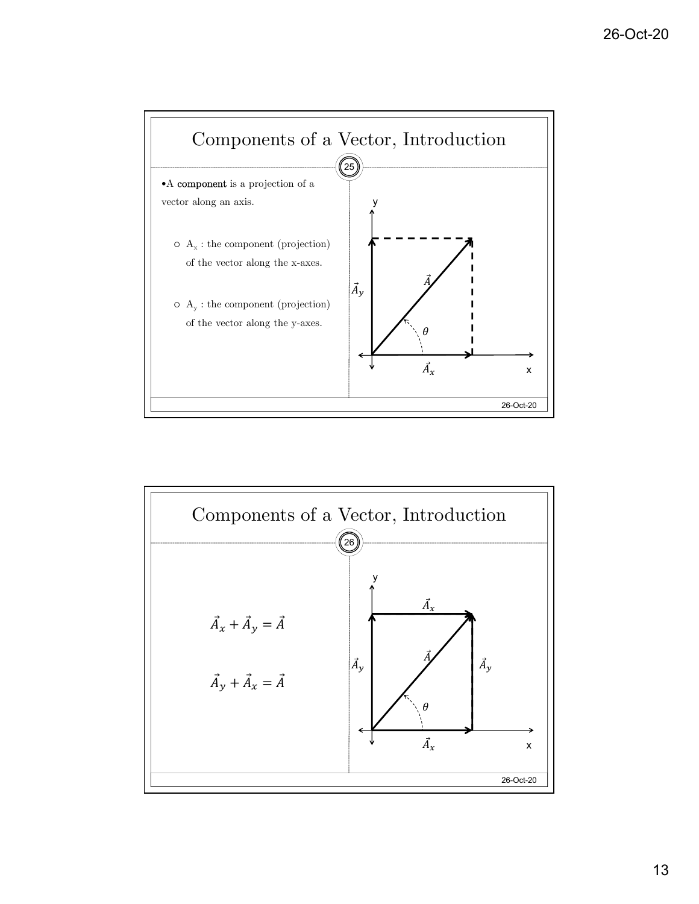## Components of a Vector, Introduction

- A **component** is a projection of a vector along an axis.
  - $A_x$ : the component (projection) of the vector along the x-axes.
  - $A_y$ : the component (projection) of the vector along the y-axes.

## Components of a Vector, Introduction

$$\vec{A}_x + \vec{A}_y = \vec{A}$$

$$\vec{A}_y + \vec{A}_x = \vec{A}$$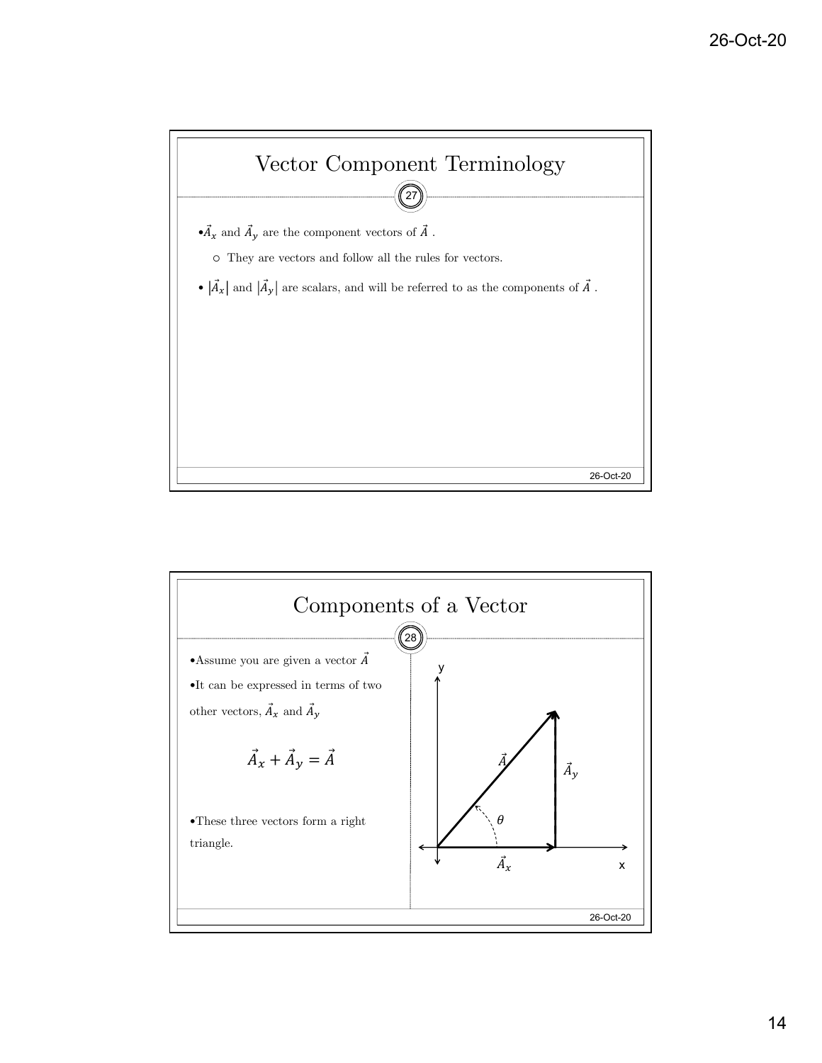## Vector Component Terminology

- $\vec{A}_x$ and $\vec{A}_y$ are the component vectors of $\vec{A}$ .
  - They are vectors and follow all the rules for vectors.
- $|\vec{A}_x|$ and $|\vec{A}_y|$ are scalars, and will be referred to as the components of $\vec{A}$ .

## Components of a Vector

- Assume you are given a vector $\vec{A}$
- It can be expressed in terms of two other vectors, $\vec{A}_x$ and $\vec{A}_y$

$$\vec{A}_x + \vec{A}_y = \vec{A}$$

- These three vectors form a right triangle.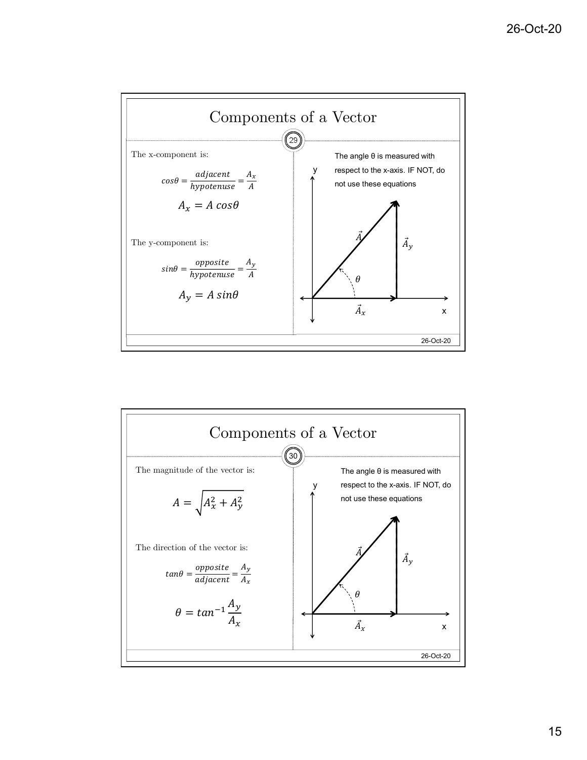## Components of a Vector

The x-component is:

$$cos\theta = \frac{adjacent}{hypotenuse} = \frac{A_x}{A}$$

$$A_x = A\,cos\theta$$

The y-component is:

$$sin\theta = \frac{opposite}{hypotenuse} = \frac{A_y}{A}$$

$$A_y = A\,sin\theta$$

The angle θ is measured with respect to the x-axis. IF NOT, do not use these equations

## Components of a Vector

The magnitude of the vector is:

$$A = \sqrt{A_x^2 + A_y^2}$$

The direction of the vector is:

$$tan\theta = \frac{opposite}{adjacent} = \frac{A_y}{A_x}$$

$$\theta = tan^{-1}\frac{A_y}{A_x}$$

The angle θ is measured with respect to the x-axis. IF NOT, do not use these equations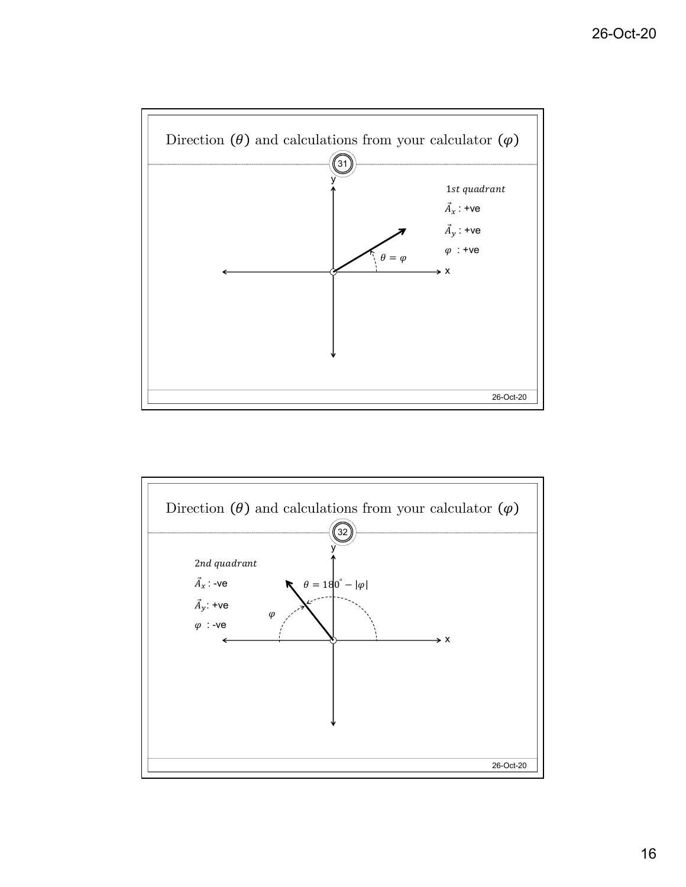## Direction ($\theta$) and calculations from your calculator ($\varphi$)

31

y

x

$\theta = \varphi$

$1st\ quadrant$

$\vec{A}_x$ : +ve

$\vec{A}_y$ : +ve

$\varphi$ : +ve

## Direction ($\theta$) and calculations from your calculator ($\varphi$)

32

y

x

$\theta = 180^{\circ} - |\varphi|$

$\varphi$

$2nd\ quadrant$

$\vec{A}_x$ : -ve

$\vec{A}_y$: +ve

$\varphi$ : -ve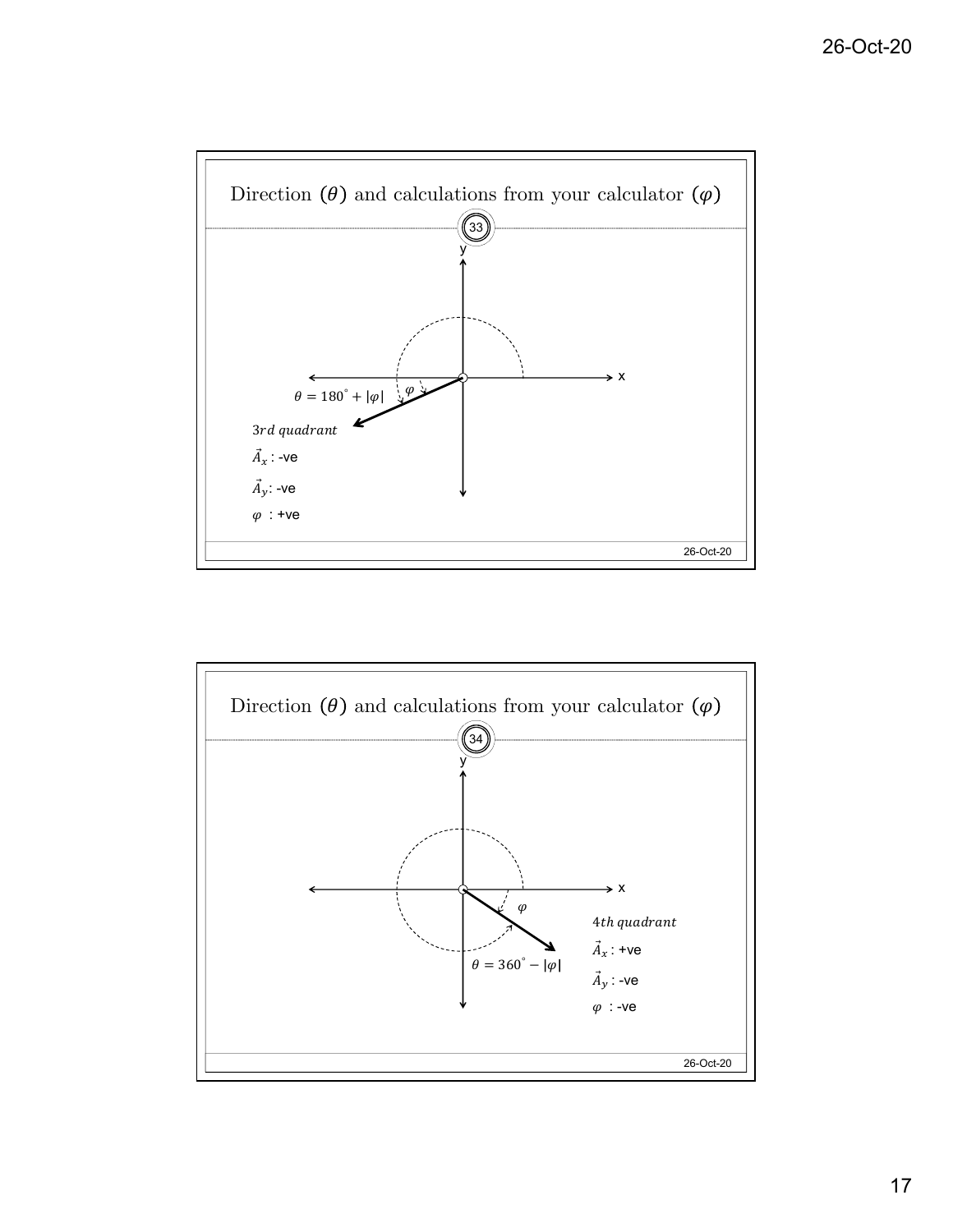## Direction ($\theta$) and calculations from your calculator ($\varphi$)

y

x

$\theta = 180^{\circ} + |\varphi|$

$\varphi$

$3rd\ quadrant$

$\vec{A}_x$ : -ve

$\vec{A}_y$: -ve

$\varphi$ : +ve

## Direction ($\theta$) and calculations from your calculator ($\varphi$)

y

x

$\varphi$

$\theta = 360^{\circ} - |\varphi|$

$4th\ quadrant$

$\vec{A}_x$ : +ve

$\vec{A}_y$ : -ve

$\varphi$ : -ve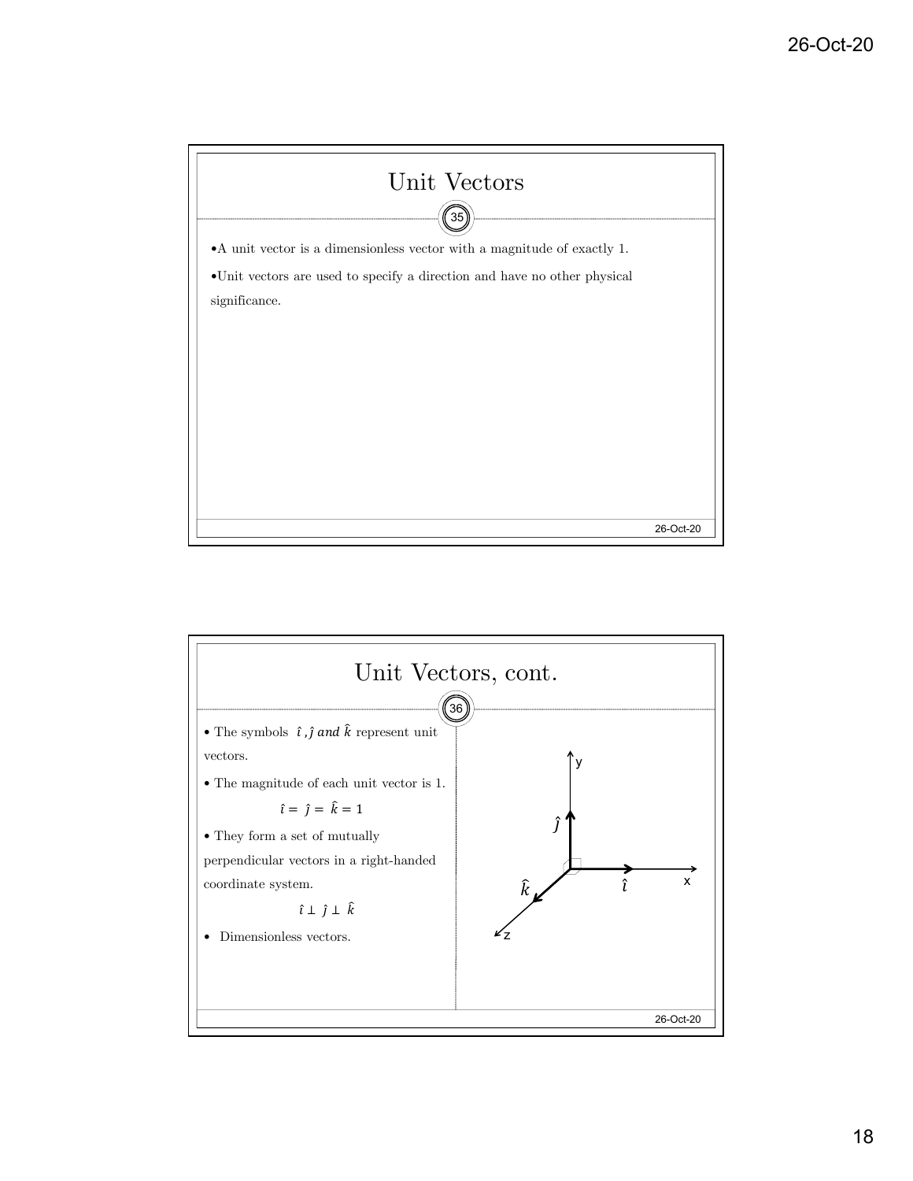# Unit Vectors

- A unit vector is a dimensionless vector with a magnitude of exactly 1.
- Unit vectors are used to specify a direction and have no other physical significance.

# Unit Vectors, cont.

- The symbols $\hat{\imath}, \hat{\jmath}$ *and* $\hat{k}$ represent unit vectors.
- The magnitude of each unit vector is 1.

$$\hat{\imath} = \hat{\jmath} = \hat{k} = 1$$

- They form a set of mutually perpendicular vectors in a right-handed coordinate system.

$$\hat{\imath} \perp \hat{\jmath} \perp \hat{k}$$

- Dimensionless vectors.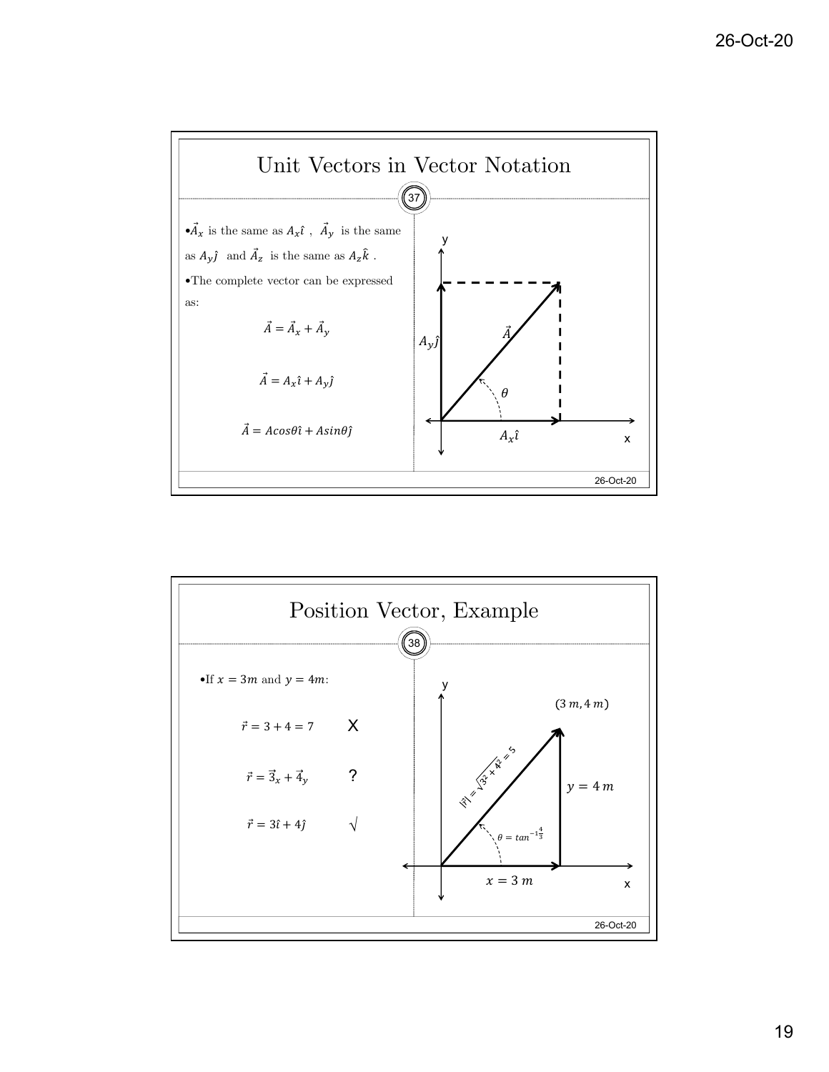## Unit Vectors in Vector Notation

- $\vec{A}_x$ is the same as $A_x\hat{\imath}$ , $\vec{A}_y$ is the same as $A_y\hat{\jmath}$ and $\vec{A}_z$ is the same as $A_z\hat{k}$ .
- The complete vector can be expressed as:

$$\vec{A} = \vec{A}_x + \vec{A}_y$$

$$\vec{A} = A_x\hat{\imath} + A_y\hat{\jmath}$$

$$\vec{A} = A\cos\theta\hat{\imath} + A\sin\theta\hat{\jmath}$$

## Position Vector, Example

- If $x = 3m$ and $y = 4m$:

$\vec{r} = 3 + 4 = 7$ X

$\vec{r} = \vec{3}_x + \vec{4}_y$ ?

$\vec{r} = 3\hat{\imath} + 4\hat{\jmath}$ √

$(3\,m, 4\,m)$

$|\vec{r}| = \sqrt{3^2 + 4^2} = 5$

$\theta = tan^{-1}\frac{4}{3}$

$x = 3\,m$

$y = 4\,m$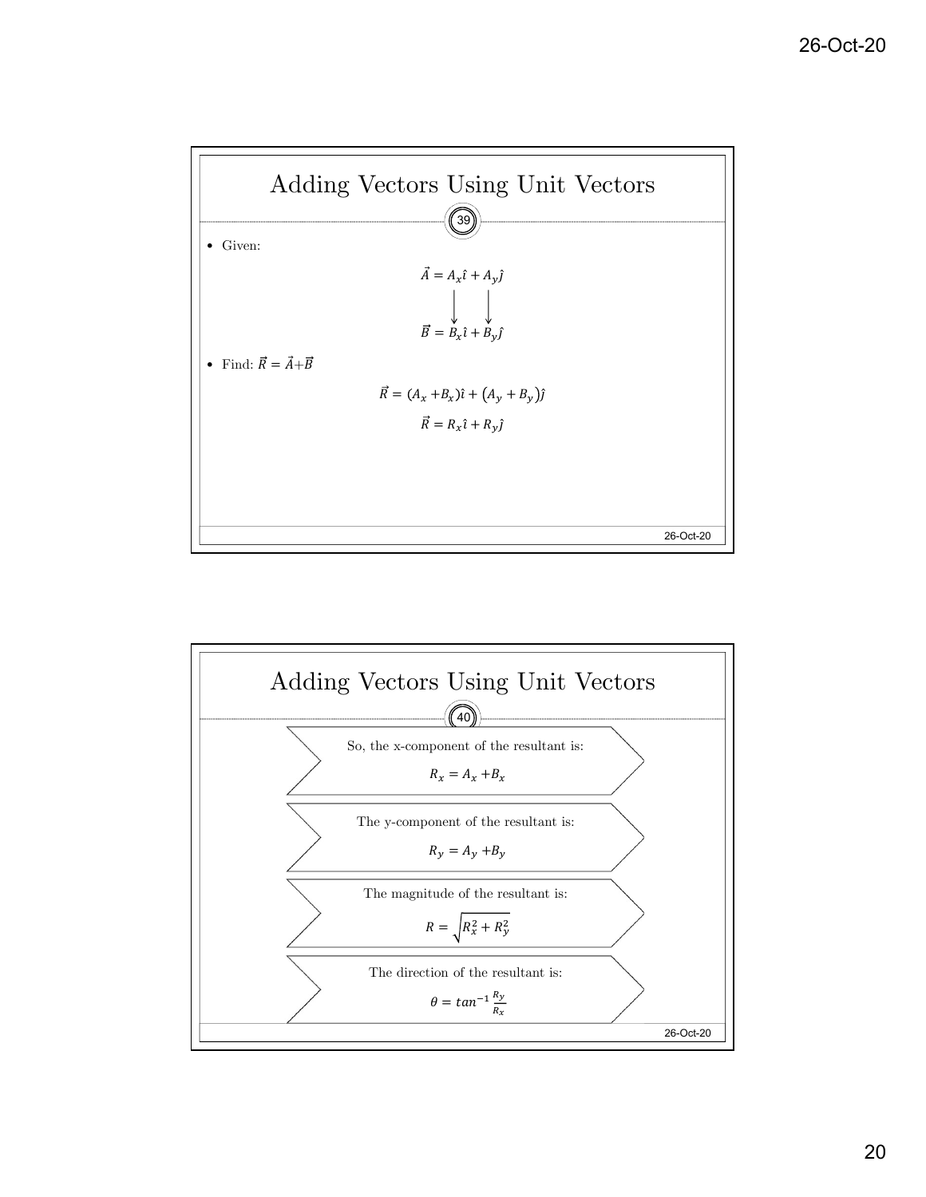## Adding Vectors Using Unit Vectors

- Given:

$$\vec{A} = A_x\hat{\imath} + A_y\hat{\jmath}$$

$$\vec{B} = B_x\hat{\imath} + B_y\hat{\jmath}$$

- Find: $\vec{R} = \vec{A} + \vec{B}$

$$\vec{R} = (A_x + B_x)\hat{\imath} + (A_y + B_y)\hat{\jmath}$$

$$\vec{R} = R_x\hat{\imath} + R_y\hat{\jmath}$$

## Adding Vectors Using Unit Vectors

So, the x-component of the resultant is:

$$R_x = A_x + B_x$$

The y-component of the resultant is:

$$R_y = A_y + B_y$$

The magnitude of the resultant is:

$$R = \sqrt{R_x^2 + R_y^2}$$

The direction of the resultant is:

$$\theta = tan^{-1}\frac{R_y}{R_x}$$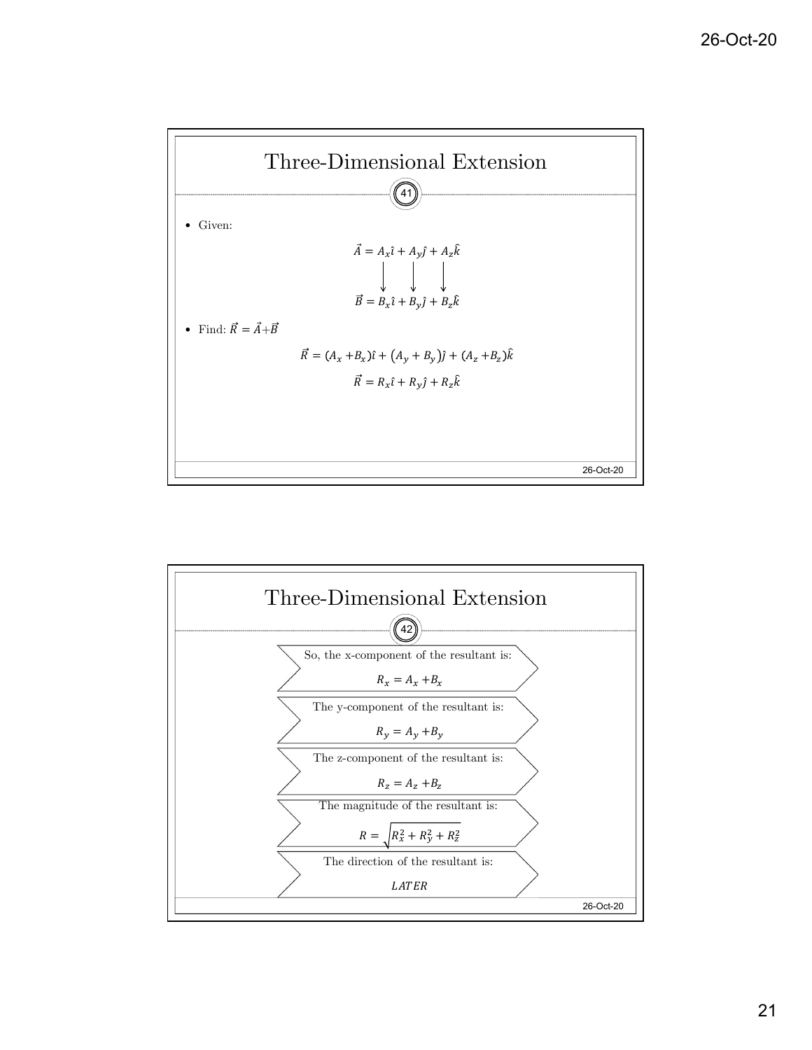## Three-Dimensional Extension

- Given:

$$\vec{A} = A_x\hat{\imath} + A_y\hat{\jmath} + A_z\hat{k}$$

$$\downarrow \quad \downarrow \quad \downarrow$$

$$\vec{B} = B_x\hat{\imath} + B_y\hat{\jmath} + B_z\hat{k}$$

- Find: $\vec{R} = \vec{A} + \vec{B}$

$$\vec{R} = (A_x + B_x)\hat{\imath} + (A_y + B_y)\hat{\jmath} + (A_z + B_z)\hat{k}$$

$$\vec{R} = R_x\hat{\imath} + R_y\hat{\jmath} + R_z\hat{k}$$

## Three-Dimensional Extension

So, the x-component of the resultant is:

$$R_x = A_x + B_x$$

The y-component of the resultant is:

$$R_y = A_y + B_y$$

The z-component of the resultant is:

$$R_z = A_z + B_z$$

The magnitude of the resultant is:

$$R = \sqrt{R_x^2 + R_y^2 + R_z^2}$$

The direction of the resultant is:

*LATER*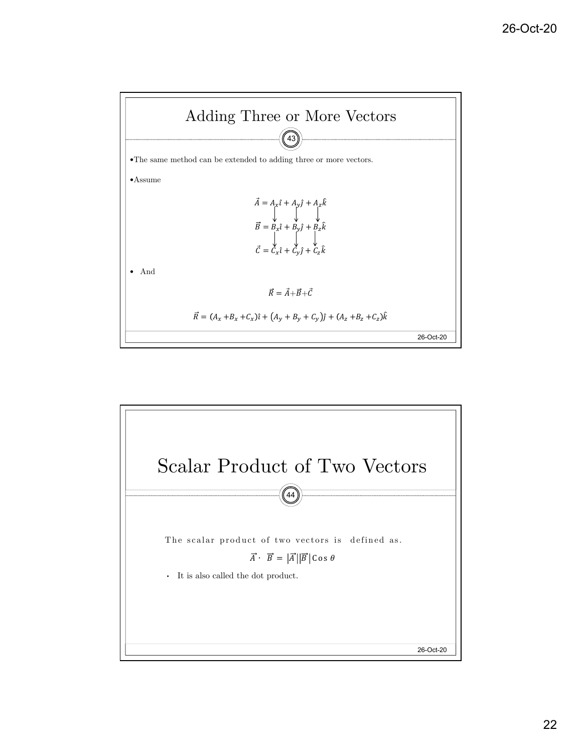## Adding Three or More Vectors

- The same method can be extended to adding three or more vectors.
- Assume

$$\vec{A} = A_x\hat{\imath} + A_y\hat{\jmath} + A_z\hat{k}$$

$$\vec{B} = B_x\hat{\imath} + B_y\hat{\jmath} + B_z\hat{k}$$

$$\vec{C} = C_x\hat{\imath} + C_y\hat{\jmath} + C_z\hat{k}$$

- And

$$\vec{R} = \vec{A} + \vec{B} + \vec{C}$$

$$\vec{R} = (A_x + B_x + C_x)\hat{\imath} + (A_y + B_y + C_y)\hat{\jmath} + (A_z + B_z + C_z)\hat{k}$$

## Scalar Product of Two Vectors

The scalar product of two vectors is defined as.

$$\vec{A} \cdot \vec{B} = |\vec{A}||\vec{B}| \cos\theta$$

- It is also called the dot product.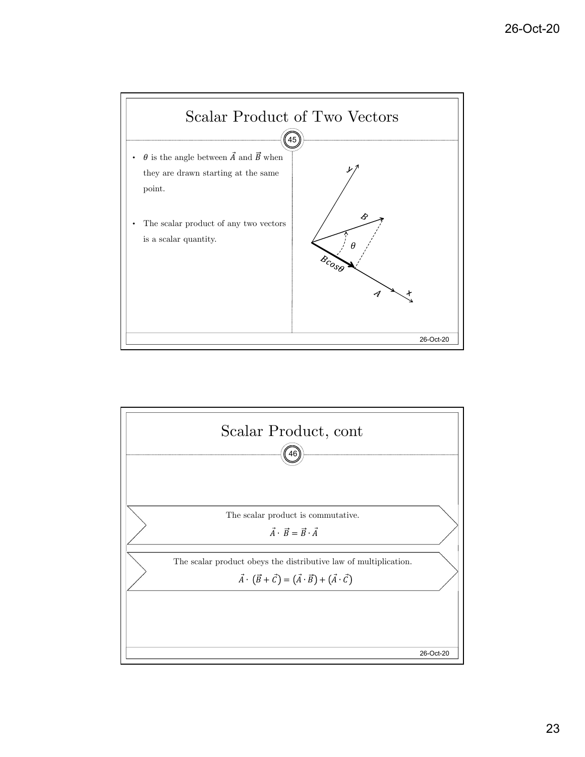## Scalar Product of Two Vectors

- $\theta$ is the angle between $\vec{A}$ and $\vec{B}$ when they are drawn starting at the same point.
- The scalar product of any two vectors is a scalar quantity.

## Scalar Product, cont

The scalar product is commutative.

$$\vec{A} \cdot \vec{B} = \vec{B} \cdot \vec{A}$$

The scalar product obeys the distributive law of multiplication.

$$\vec{A} \cdot (\vec{B} + \vec{C}) = (\vec{A} \cdot \vec{B}) + (\vec{A} \cdot \vec{C})$$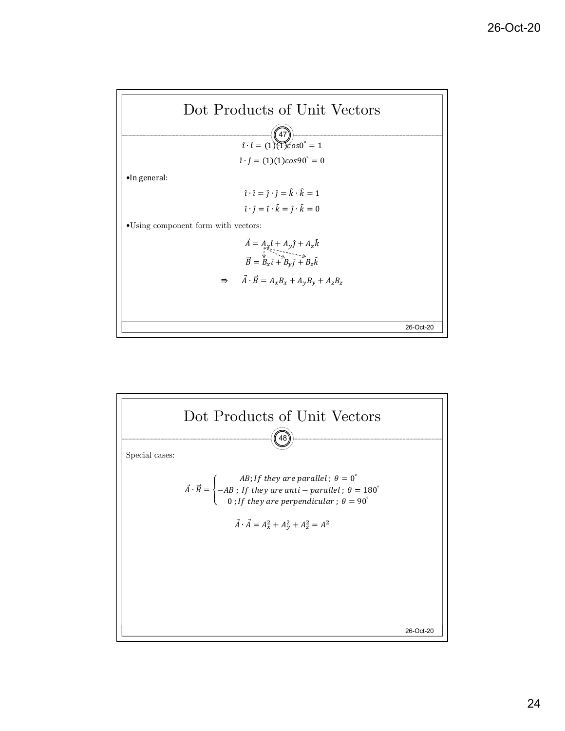## Dot Products of Unit Vectors

$$\hat{\imath} \cdot \hat{\imath} = (1)(1)cos0^{\circ} = 1$$

$$\hat{\imath} \cdot \hat{\jmath} = (1)(1)cos90^{\circ} = 0$$

- In general:

$$\hat{\imath} \cdot \hat{\imath} = \hat{\jmath} \cdot \hat{\jmath} = \hat{k} \cdot \hat{k} = 1$$

$$\hat{\imath} \cdot \hat{\jmath} = \hat{\imath} \cdot \hat{k} = \hat{\jmath} \cdot \hat{k} = 0$$

- Using component form with vectors:

$$\vec{A} = A_x\hat{\imath} + A_y\hat{\jmath} + A_z\hat{k}$$

$$\vec{B} = B_x\hat{\imath} + B_y\hat{\jmath} + B_z\hat{k}$$

$$\Rightarrow \quad \vec{A} \cdot \vec{B} = A_xB_x + A_yB_y + A_zB_z$$

## Dot Products of Unit Vectors

Special cases:

$$\vec{A} \cdot \vec{B} = \begin{cases} AB; If\ they\ are\ parallel\ ;\ \theta = 0^{\circ} \\ -AB\ ;\ If\ they\ are\ anti-parallel\ ;\ \theta = 180^{\circ} \\ 0\ ; If\ they\ are\ perpendicular\ ;\ \theta = 90^{\circ} \end{cases}$$

$$\vec{A} \cdot \vec{A} = A_x^2 + A_y^2 + A_z^2 = A^2$$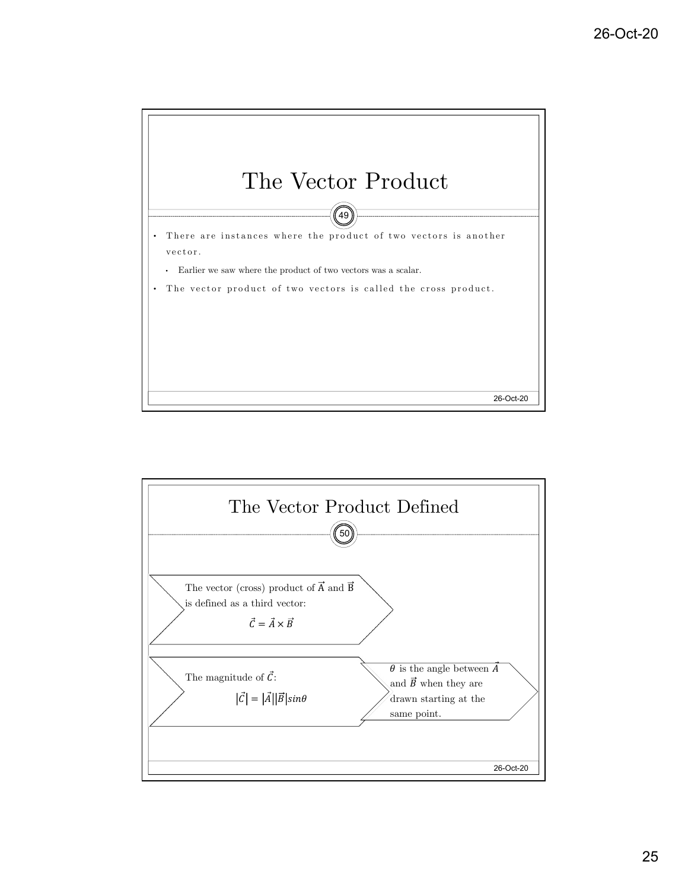# The Vector Product

- There are instances where the product of two vectors is another vector.
  - Earlier we saw where the product of two vectors was a scalar.
- The vector product of two vectors is called the cross product.

# The Vector Product Defined

The vector (cross) product of $\vec{A}$ and $\vec{B}$ is defined as a third vector:

$$\vec{C} = \vec{A} \times \vec{B}$$

The magnitude of $\vec{C}$:

$$|\vec{C}| = |\vec{A}||\vec{B}|sin\theta$$

$\theta$ is the angle between $\vec{A}$ and $\vec{B}$ when they are drawn starting at the same point.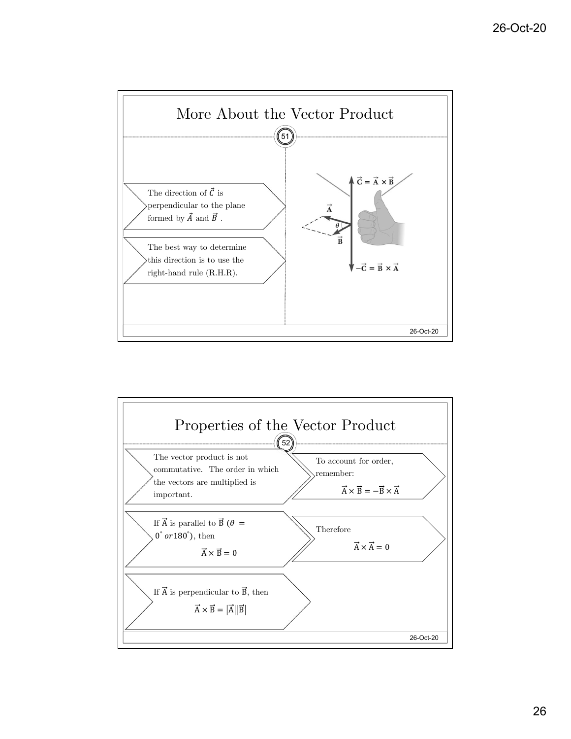## More About the Vector Product

The direction of $\vec{C}$ is perpendicular to the plane formed by $\vec{A}$ and $\vec{B}$ .

The best way to determine this direction is to use the right-hand rule (R.H.R).

$\vec{C} = \vec{A} \times \vec{B}$

$-\vec{C} = \vec{B} \times \vec{A}$

## Properties of the Vector Product

The vector product is not commutative. The order in which the vectors are multiplied is important.

To account for order, remember:

$$\vec{A} \times \vec{B} = -\vec{B} \times \vec{A}$$

If $\vec{A}$ is parallel to $\vec{B}$ ($\theta = 0^{\circ}$ $or 180^{\circ}$), then

$$\vec{A} \times \vec{B} = 0$$

Therefore

$$\vec{A} \times \vec{A} = 0$$

If $\vec{A}$ is perpendicular to $\vec{B}$, then

$$\vec{A} \times \vec{B} = |\vec{A}||\vec{B}|$$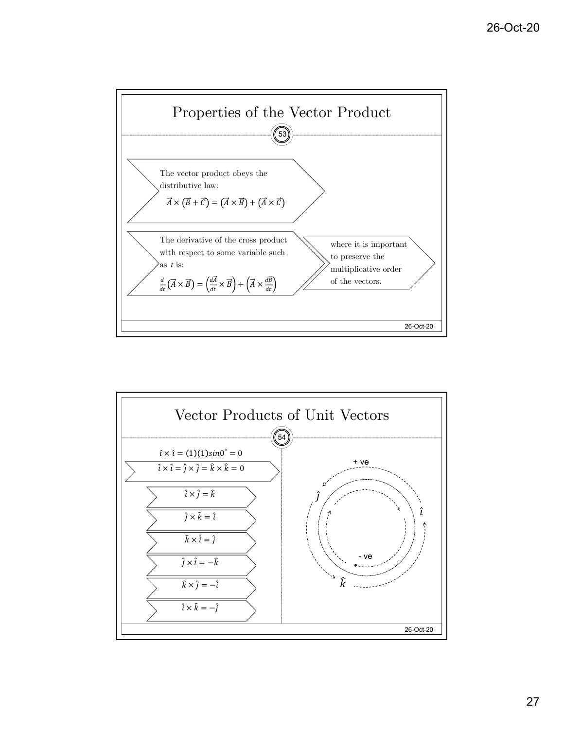## Properties of the Vector Product

The vector product obeys the distributive law:

$$\vec{A} \times (\vec{B} + \vec{C}) = (\vec{A} \times \vec{B}) + (\vec{A} \times \vec{C})$$

The derivative of the cross product with respect to some variable such as $t$ is:

$$\frac{d}{dt}(\vec{A} \times \vec{B}) = \left(\frac{d\vec{A}}{dt} \times \vec{B}\right) + \left(\vec{A} \times \frac{d\vec{B}}{dt}\right)$$

where it is important to preserve the multiplicative order of the vectors.

## Vector Products of Unit Vectors

$\hat{\imath} \times \hat{\imath} = (1)(1)sin0^{\circ} = 0$

$\hat{\imath} \times \hat{\imath} = \hat{\jmath} \times \hat{\jmath} = \hat{k} \times \hat{k} = 0$

- $\hat{\imath} \times \hat{\jmath} = \hat{k}$
- $\hat{\jmath} \times \hat{k} = \hat{\imath}$
- $\hat{k} \times \hat{\imath} = \hat{\jmath}$
- $\hat{\jmath} \times \hat{\imath} = -\hat{k}$
- $\hat{k} \times \hat{\jmath} = -\hat{\imath}$
- $\hat{\imath} \times \hat{k} = -\hat{\jmath}$

+ ve

$\hat{\jmath}$ $\hat{\imath}$ $\hat{k}$

- ve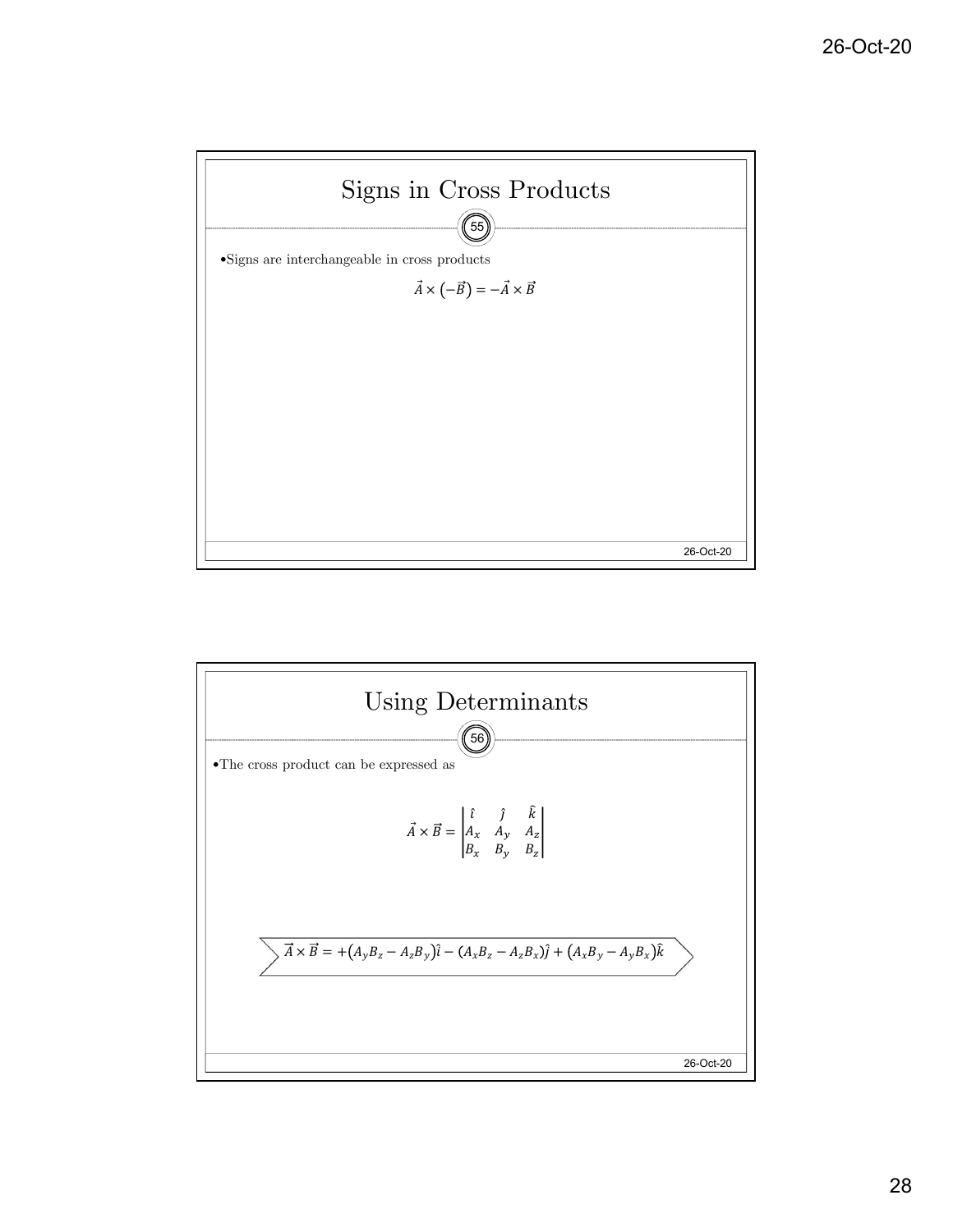# Signs in Cross Products

- Signs are interchangeable in cross products

$$\vec{A} \times (-\vec{B}) = -\vec{A} \times \vec{B}$$

# Using Determinants

- The cross product can be expressed as

$$\vec{A} \times \vec{B} = \begin{vmatrix} \hat{\imath} & \hat{\jmath} & \hat{k} \\ A_x & A_y & A_z \\ B_x & B_y & B_z \end{vmatrix}$$

$$\vec{A} \times \vec{B} = +(A_y B_z - A_z B_y)\hat{\imath} - (A_x B_z - A_z B_x)\hat{\jmath} + (A_x B_y - A_y B_x)\hat{k}$$